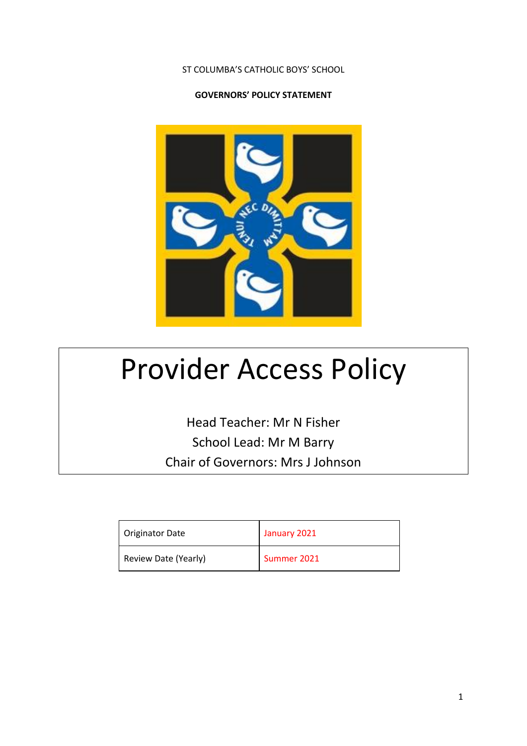ST COLUMBA'S CATHOLIC BOYS' SCHOOL

**GOVERNORS' POLICY STATEMENT**

# Provider Access Policy

Head Teacher: Mr N Fisher

School Lead: Mr M Barry

Chair of Governors: Mrs J Johnson

| Originator Date | January 2021 |
| --- | --- |
| Review Date (Yearly) | Summer 2021 |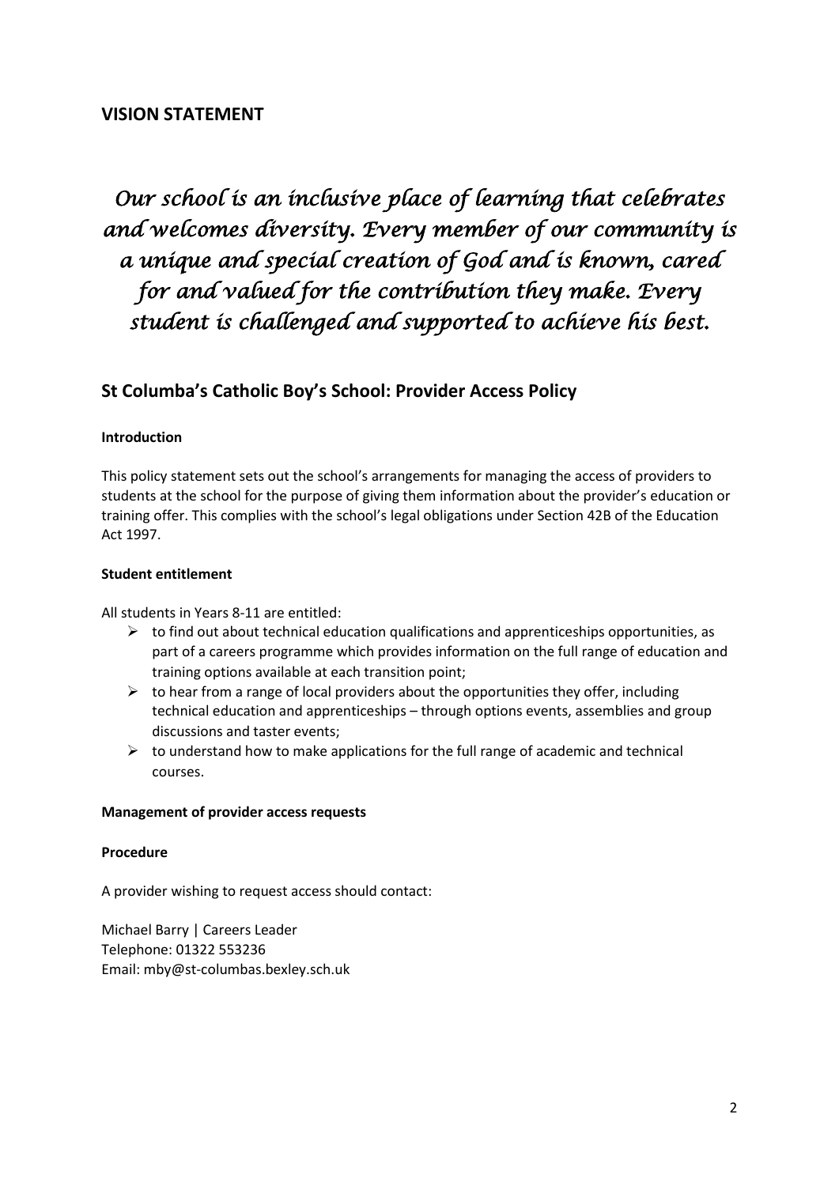## VISION STATEMENT

*Our school is an inclusive place of learning that celebrates and welcomes diversity. Every member of our community is a unique and special creation of God and is known, cared for and valued for the contribution they make. Every student is challenged and supported to achieve his best.*

## St Columba's Catholic Boy's School: Provider Access Policy

**Introduction**

This policy statement sets out the school's arrangements for managing the access of providers to students at the school for the purpose of giving them information about the provider's education or training offer. This complies with the school's legal obligations under Section 42B of the Education Act 1997.

**Student entitlement**

All students in Years 8-11 are entitled:

- to find out about technical education qualifications and apprenticeships opportunities, as part of a careers programme which provides information on the full range of education and training options available at each transition point;
- to hear from a range of local providers about the opportunities they offer, including technical education and apprenticeships – through options events, assemblies and group discussions and taster events;
- to understand how to make applications for the full range of academic and technical courses.

**Management of provider access requests**

**Procedure**

A provider wishing to request access should contact:

Michael Barry | Careers Leader
Telephone: 01322 553236
Email: mby@st-columbas.bexley.sch.uk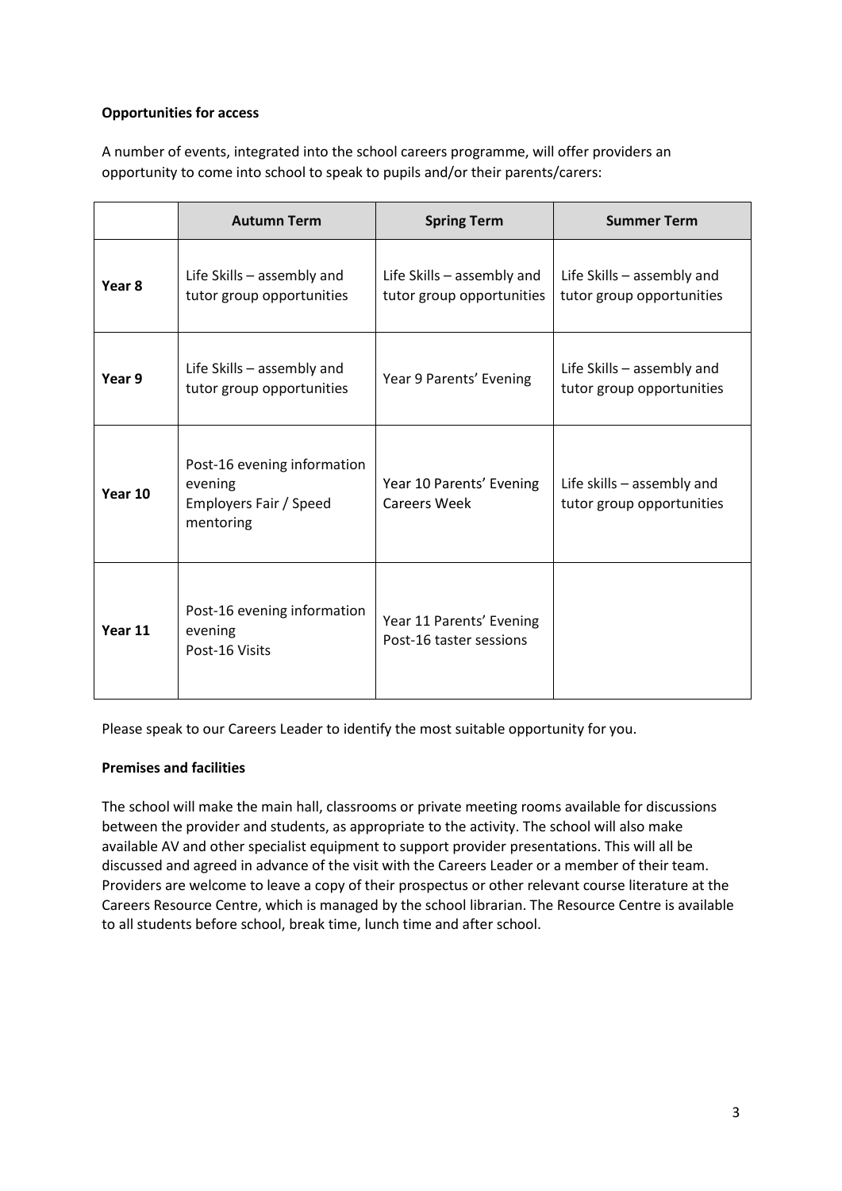**Opportunities for access**

A number of events, integrated into the school careers programme, will offer providers an opportunity to come into school to speak to pupils and/or their parents/carers:

| | Autumn Term | Spring Term | Summer Term |
|---|---|---|---|
| **Year 8** | Life Skills – assembly and tutor group opportunities | Life Skills – assembly and tutor group opportunities | Life Skills – assembly and tutor group opportunities |
| **Year 9** | Life Skills – assembly and tutor group opportunities | Year 9 Parents' Evening | Life Skills – assembly and tutor group opportunities |
| **Year 10** | Post-16 evening information evening<br>Employers Fair / Speed mentoring | Year 10 Parents' Evening<br>Careers Week | Life skills – assembly and tutor group opportunities |
| **Year 11** | Post-16 evening information evening<br>Post-16 Visits | Year 11 Parents' Evening<br>Post-16 taster sessions | |

Please speak to our Careers Leader to identify the most suitable opportunity for you.

**Premises and facilities**

The school will make the main hall, classrooms or private meeting rooms available for discussions between the provider and students, as appropriate to the activity. The school will also make available AV and other specialist equipment to support provider presentations. This will all be discussed and agreed in advance of the visit with the Careers Leader or a member of their team. Providers are welcome to leave a copy of their prospectus or other relevant course literature at the Careers Resource Centre, which is managed by the school librarian. The Resource Centre is available to all students before school, break time, lunch time and after school.